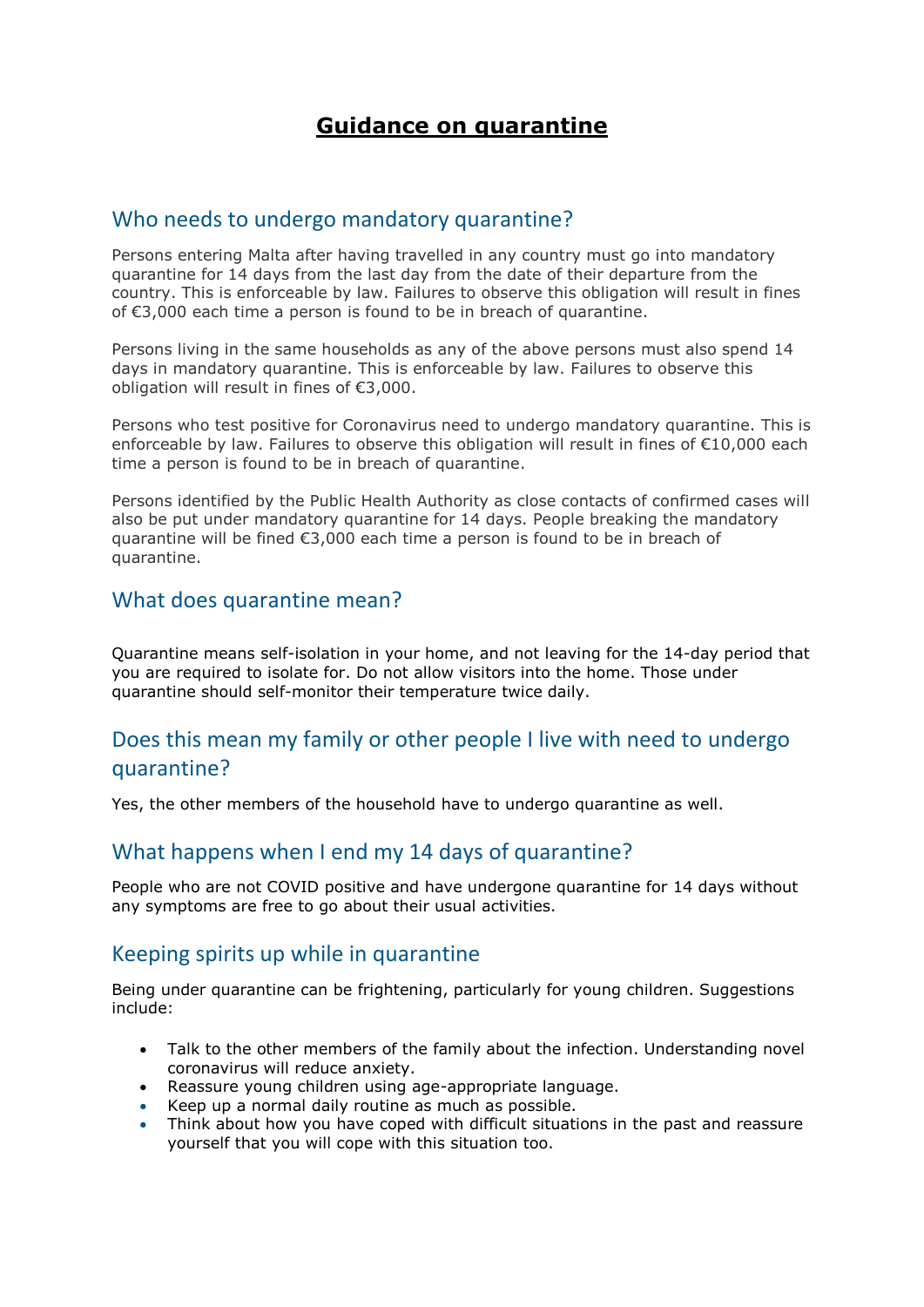# Guidance on quarantine

## Who needs to undergo mandatory quarantine?

Persons entering Malta after having travelled in any country must go into mandatory quarantine for 14 days from the last day from the date of their departure from the country. This is enforceable by law. Failures to observe this obligation will result in fines of €3,000 each time a person is found to be in breach of quarantine.

Persons living in the same households as any of the above persons must also spend 14 days in mandatory quarantine. This is enforceable by law. Failures to observe this obligation will result in fines of €3,000.

Persons who test positive for Coronavirus need to undergo mandatory quarantine. This is enforceable by law. Failures to observe this obligation will result in fines of €10,000 each time a person is found to be in breach of quarantine.

Persons identified by the Public Health Authority as close contacts of confirmed cases will also be put under mandatory quarantine for 14 days. People breaking the mandatory quarantine will be fined €3,000 each time a person is found to be in breach of quarantine.

## What does quarantine mean?

Quarantine means self-isolation in your home, and not leaving for the 14-day period that you are required to isolate for. Do not allow visitors into the home. Those under quarantine should self-monitor their temperature twice daily.

## Does this mean my family or other people I live with need to undergo quarantine?

Yes, the other members of the household have to undergo quarantine as well.

## What happens when I end my 14 days of quarantine?

People who are not COVID positive and have undergone quarantine for 14 days without any symptoms are free to go about their usual activities.

## Keeping spirits up while in quarantine

Being under quarantine can be frightening, particularly for young children. Suggestions include:

- Talk to the other members of the family about the infection. Understanding novel coronavirus will reduce anxiety.
- Reassure young children using age-appropriate language.
- Keep up a normal daily routine as much as possible.
- Think about how you have coped with difficult situations in the past and reassure yourself that you will cope with this situation too.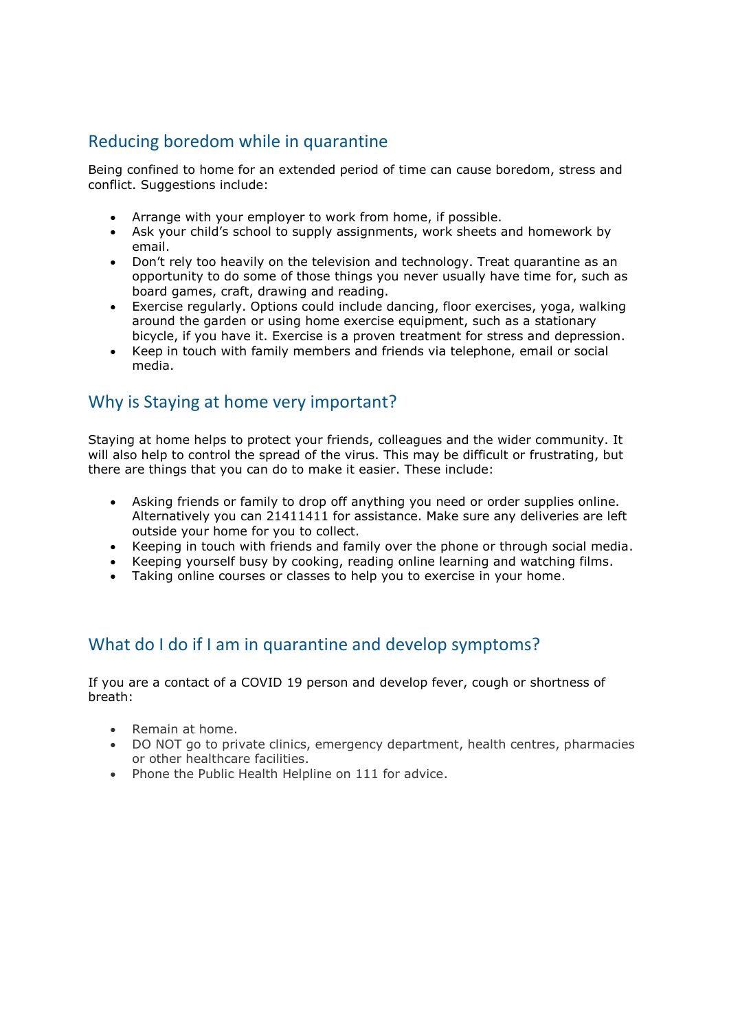## Reducing boredom while in quarantine

Being confined to home for an extended period of time can cause boredom, stress and conflict. Suggestions include:

- Arrange with your employer to work from home, if possible.
- Ask your child's school to supply assignments, work sheets and homework by email.
- Don't rely too heavily on the television and technology. Treat quarantine as an opportunity to do some of those things you never usually have time for, such as board games, craft, drawing and reading.
- Exercise regularly. Options could include dancing, floor exercises, yoga, walking around the garden or using home exercise equipment, such as a stationary bicycle, if you have it. Exercise is a proven treatment for stress and depression.
- Keep in touch with family members and friends via telephone, email or social media.

## Why is Staying at home very important?

Staying at home helps to protect your friends, colleagues and the wider community. It will also help to control the spread of the virus. This may be difficult or frustrating, but there are things that you can do to make it easier. These include:

- Asking friends or family to drop off anything you need or order supplies online. Alternatively you can 21411411 for assistance. Make sure any deliveries are left outside your home for you to collect.
- Keeping in touch with friends and family over the phone or through social media.
- Keeping yourself busy by cooking, reading online learning and watching films.
- Taking online courses or classes to help you to exercise in your home.

## What do I do if I am in quarantine and develop symptoms?

If you are a contact of a COVID 19 person and develop fever, cough or shortness of breath:

- Remain at home.
- DO NOT go to private clinics, emergency department, health centres, pharmacies or other healthcare facilities.
- Phone the Public Health Helpline on 111 for advice.